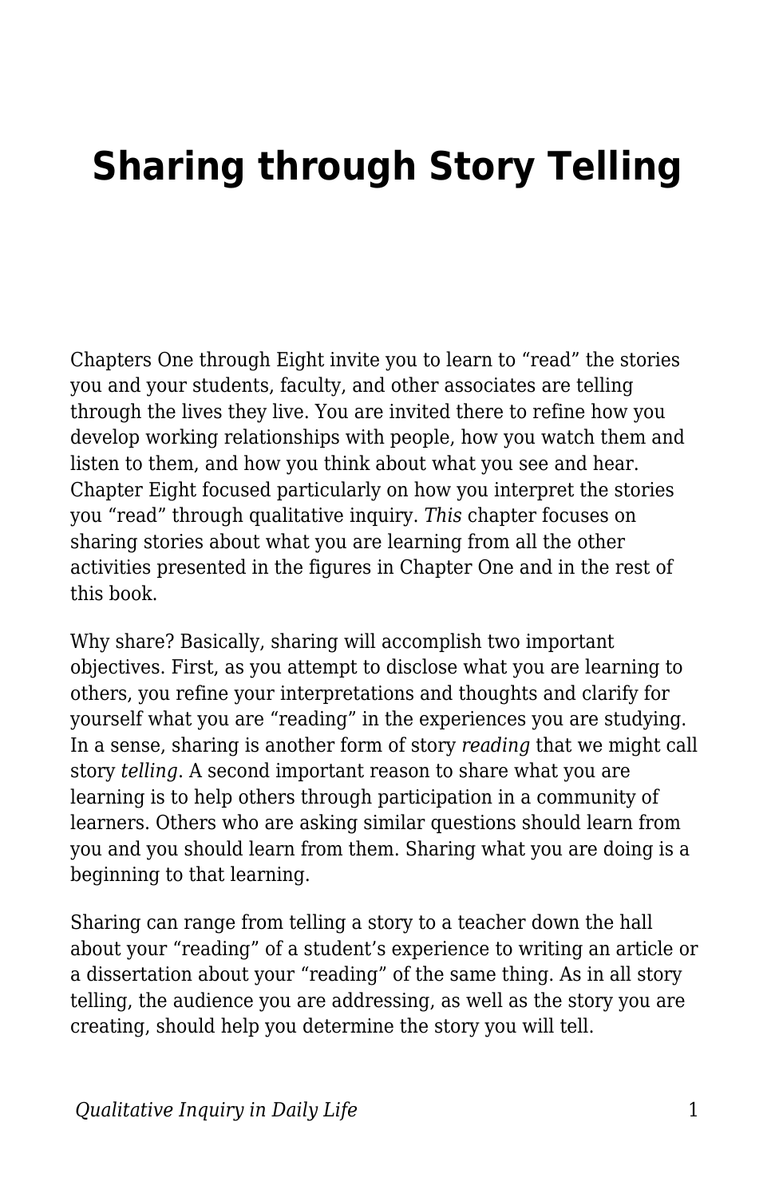# Sharing through Story Telling

Chapters One through Eight invite you to learn to "read" the stories you and your students, faculty, and other associates are telling through the lives they live. You are invited there to refine how you develop working relationships with people, how you watch them and listen to them, and how you think about what you see and hear. Chapter Eight focused particularly on how you interpret the stories you "read" through qualitative inquiry. *This* chapter focuses on sharing stories about what you are learning from all the other activities presented in the figures in Chapter One and in the rest of this book.

Why share? Basically, sharing will accomplish two important objectives. First, as you attempt to disclose what you are learning to others, you refine your interpretations and thoughts and clarify for yourself what you are "reading" in the experiences you are studying. In a sense, sharing is another form of story *reading* that we might call story *telling*. A second important reason to share what you are learning is to help others through participation in a community of learners. Others who are asking similar questions should learn from you and you should learn from them. Sharing what you are doing is a beginning to that learning.

Sharing can range from telling a story to a teacher down the hall about your "reading" of a student's experience to writing an article or a dissertation about your "reading" of the same thing. As in all story telling, the audience you are addressing, as well as the story you are creating, should help you determine the story you will tell.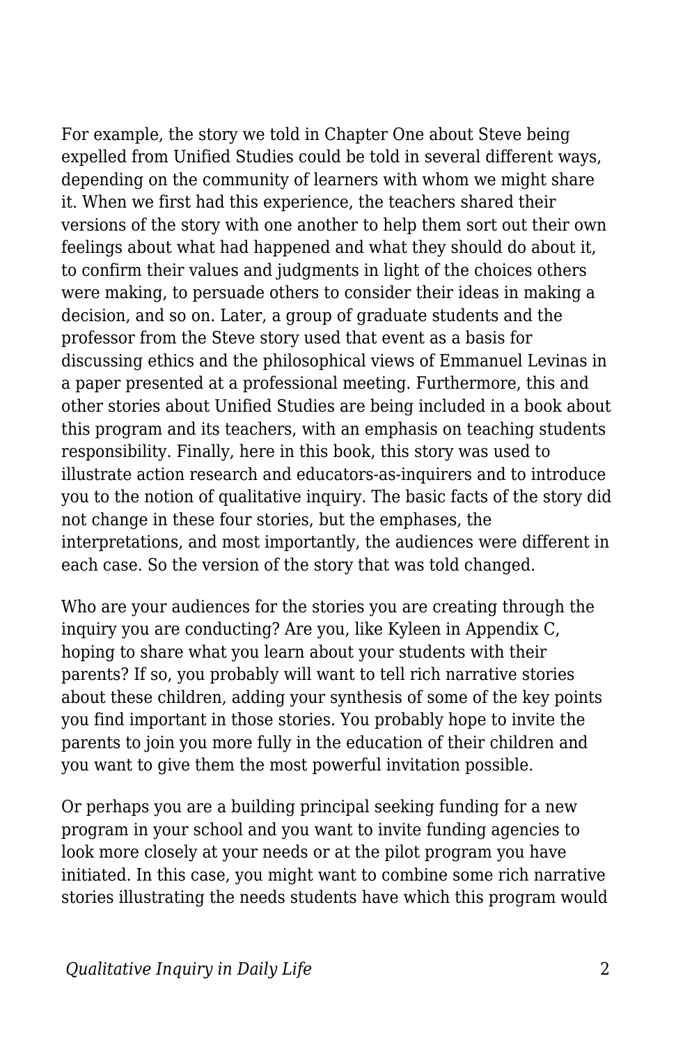For example, the story we told in Chapter One about Steve being expelled from Unified Studies could be told in several different ways, depending on the community of learners with whom we might share it. When we first had this experience, the teachers shared their versions of the story with one another to help them sort out their own feelings about what had happened and what they should do about it, to confirm their values and judgments in light of the choices others were making, to persuade others to consider their ideas in making a decision, and so on. Later, a group of graduate students and the professor from the Steve story used that event as a basis for discussing ethics and the philosophical views of Emmanuel Levinas in a paper presented at a professional meeting. Furthermore, this and other stories about Unified Studies are being included in a book about this program and its teachers, with an emphasis on teaching students responsibility. Finally, here in this book, this story was used to illustrate action research and educators-as-inquirers and to introduce you to the notion of qualitative inquiry. The basic facts of the story did not change in these four stories, but the emphases, the interpretations, and most importantly, the audiences were different in each case. So the version of the story that was told changed.

Who are your audiences for the stories you are creating through the inquiry you are conducting? Are you, like Kyleen in Appendix C, hoping to share what you learn about your students with their parents? If so, you probably will want to tell rich narrative stories about these children, adding your synthesis of some of the key points you find important in those stories. You probably hope to invite the parents to join you more fully in the education of their children and you want to give them the most powerful invitation possible.

Or perhaps you are a building principal seeking funding for a new program in your school and you want to invite funding agencies to look more closely at your needs or at the pilot program you have initiated. In this case, you might want to combine some rich narrative stories illustrating the needs students have which this program would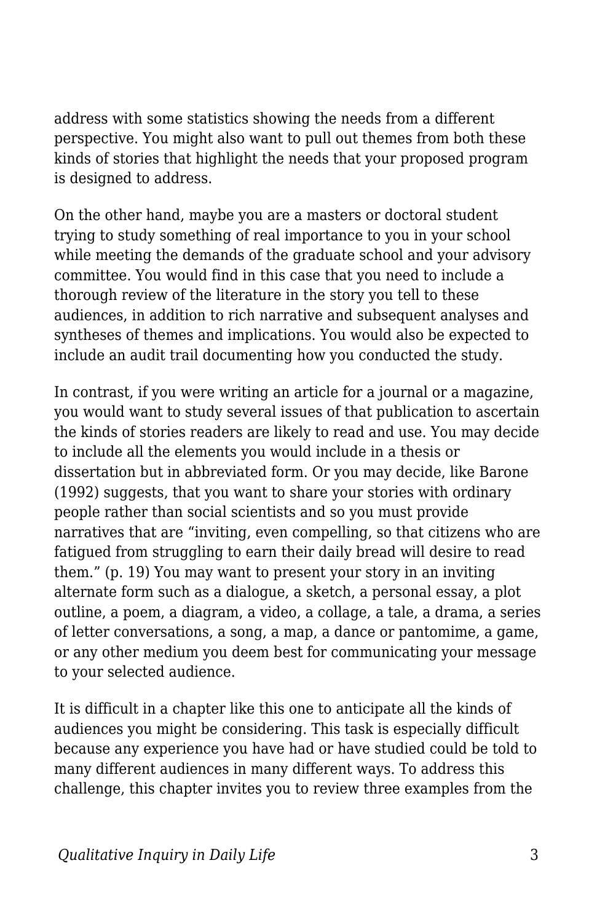address with some statistics showing the needs from a different perspective. You might also want to pull out themes from both these kinds of stories that highlight the needs that your proposed program is designed to address.

On the other hand, maybe you are a masters or doctoral student trying to study something of real importance to you in your school while meeting the demands of the graduate school and your advisory committee. You would find in this case that you need to include a thorough review of the literature in the story you tell to these audiences, in addition to rich narrative and subsequent analyses and syntheses of themes and implications. You would also be expected to include an audit trail documenting how you conducted the study.

In contrast, if you were writing an article for a journal or a magazine, you would want to study several issues of that publication to ascertain the kinds of stories readers are likely to read and use. You may decide to include all the elements you would include in a thesis or dissertation but in abbreviated form. Or you may decide, like Barone (1992) suggests, that you want to share your stories with ordinary people rather than social scientists and so you must provide narratives that are “inviting, even compelling, so that citizens who are fatigued from struggling to earn their daily bread will desire to read them.” (p. 19) You may want to present your story in an inviting alternate form such as a dialogue, a sketch, a personal essay, a plot outline, a poem, a diagram, a video, a collage, a tale, a drama, a series of letter conversations, a song, a map, a dance or pantomime, a game, or any other medium you deem best for communicating your message to your selected audience.

It is difficult in a chapter like this one to anticipate all the kinds of audiences you might be considering. This task is especially difficult because any experience you have had or have studied could be told to many different audiences in many different ways. To address this challenge, this chapter invites you to review three examples from the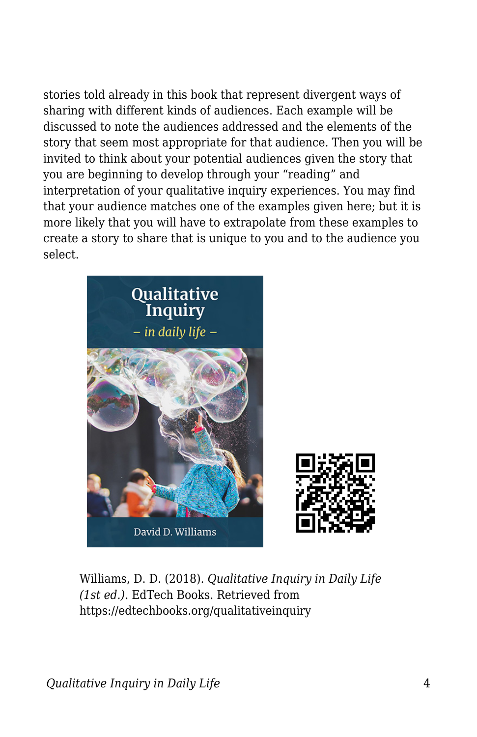stories told already in this book that represent divergent ways of sharing with different kinds of audiences. Each example will be discussed to note the audiences addressed and the elements of the story that seem most appropriate for that audience. Then you will be invited to think about your potential audiences given the story that you are beginning to develop through your "reading" and interpretation of your qualitative inquiry experiences. You may find that your audience matches one of the examples given here; but it is more likely that you will have to extrapolate from these examples to create a story to share that is unique to you and to the audience you select.

Williams, D. D. (2018). *Qualitative Inquiry in Daily Life (1st ed.)*. EdTech Books. Retrieved from https://edtechbooks.org/qualitativeinquiry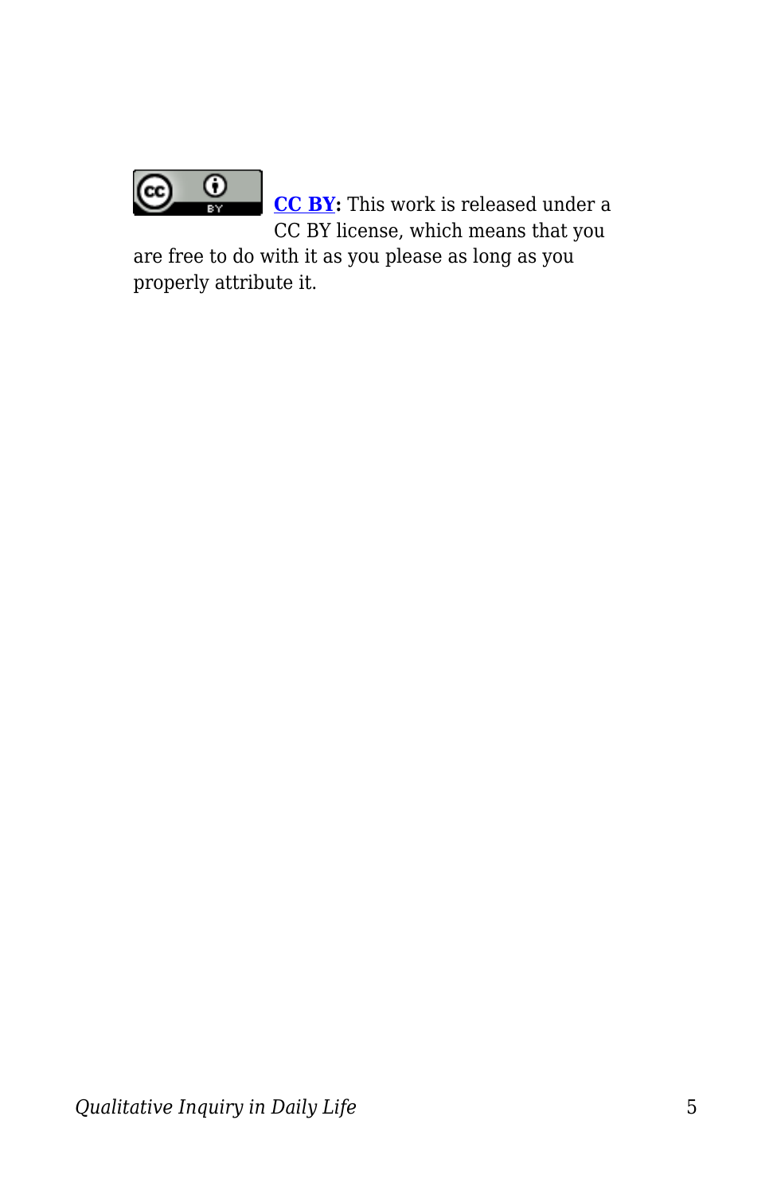**CC BY:** This work is released under a CC BY license, which means that you are free to do with it as you please as long as you properly attribute it.